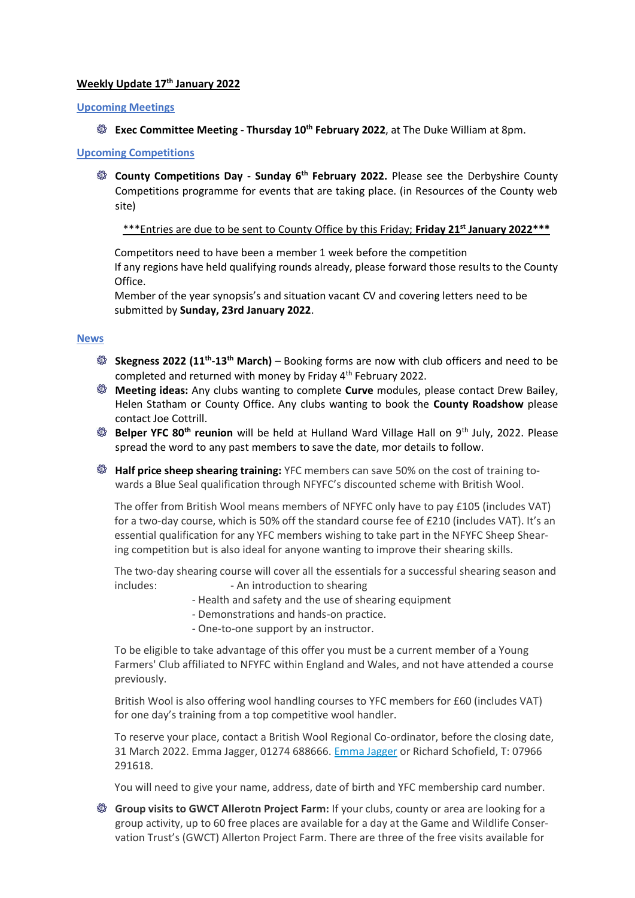**Weekly Update 17th January 2022**

## Upcoming Meetings

- **Exec Committee Meeting - Thursday 10th February 2022**, at The Duke William at 8pm.

## Upcoming Competitions

- **County Competitions Day - Sunday 6th February 2022.** Please see the Derbyshire County Competitions programme for events that are taking place. (in Resources of the County web site)

  ***Entries are due to be sent to County Office by this Friday; **Friday 21st January 2022*****

  Competitors need to have been a member 1 week before the competition
  If any regions have held qualifying rounds already, please forward those results to the County Office.
  Member of the year synopsis's and situation vacant CV and covering letters need to be submitted by **Sunday, 23rd January 2022**.

## News

- **Skegness 2022 (11th-13th March)** – Booking forms are now with club officers and need to be completed and returned with money by Friday 4th February 2022.
- **Meeting ideas:** Any clubs wanting to complete **Curve** modules, please contact Drew Bailey, Helen Statham or County Office. Any clubs wanting to book the **County Roadshow** please contact Joe Cottrill.
- **Belper YFC 80th reunion** will be held at Hulland Ward Village Hall on 9th July, 2022. Please spread the word to any past members to save the date, mor details to follow.
- **Half price sheep shearing training:** YFC members can save 50% on the cost of training towards a Blue Seal qualification through NFYFC's discounted scheme with British Wool.

  The offer from British Wool means members of NFYFC only have to pay £105 (includes VAT) for a two-day course, which is 50% off the standard course fee of £210 (includes VAT). It's an essential qualification for any YFC members wishing to take part in the NFYFC Sheep Shearing competition but is also ideal for anyone wanting to improve their shearing skills.

  The two-day shearing course will cover all the essentials for a successful shearing season and includes:
  - An introduction to shearing
  - Health and safety and the use of shearing equipment
  - Demonstrations and hands-on practice.
  - One-to-one support by an instructor.

  To be eligible to take advantage of this offer you must be a current member of a Young Farmers' Club affiliated to NFYFC within England and Wales, and not have attended a course previously.

  British Wool is also offering wool handling courses to YFC members for £60 (includes VAT) for one day's training from a top competitive wool handler.

  To reserve your place, contact a British Wool Regional Co-ordinator, before the closing date, 31 March 2022. Emma Jagger, 01274 688666. Emma Jagger or Richard Schofield, T: 07966 291618.

  You will need to give your name, address, date of birth and YFC membership card number.

- **Group visits to GWCT Allerotn Project Farm:** If your clubs, county or area are looking for a group activity, up to 60 free places are available for a day at the Game and Wildlife Conservation Trust's (GWCT) Allerton Project Farm. There are three of the free visits available for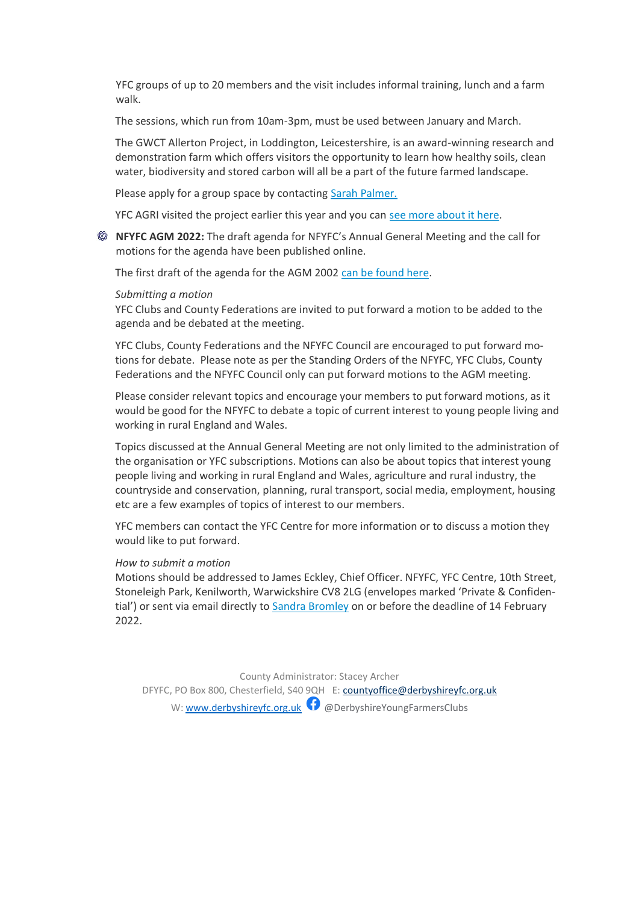YFC groups of up to 20 members and the visit includes informal training, lunch and a farm walk.

The sessions, which run from 10am-3pm, must be used between January and March.

The GWCT Allerton Project, in Loddington, Leicestershire, is an award-winning research and demonstration farm which offers visitors the opportunity to learn how healthy soils, clean water, biodiversity and stored carbon will all be a part of the future farmed landscape.

Please apply for a group space by contacting Sarah Palmer.

YFC AGRI visited the project earlier this year and you can see more about it here.

- **NFYFC AGM 2022:** The draft agenda for NFYFC's Annual General Meeting and the call for motions for the agenda have been published online.

  The first draft of the agenda for the AGM 2002 can be found here.

  *Submitting a motion*
  YFC Clubs and County Federations are invited to put forward a motion to be added to the agenda and be debated at the meeting.

  YFC Clubs, County Federations and the NFYFC Council are encouraged to put forward motions for debate. Please note as per the Standing Orders of the NFYFC, YFC Clubs, County Federations and the NFYFC Council only can put forward motions to the AGM meeting.

  Please consider relevant topics and encourage your members to put forward motions, as it would be good for the NFYFC to debate a topic of current interest to young people living and working in rural England and Wales.

  Topics discussed at the Annual General Meeting are not only limited to the administration of the organisation or YFC subscriptions. Motions can also be about topics that interest young people living and working in rural England and Wales, agriculture and rural industry, the countryside and conservation, planning, rural transport, social media, employment, housing etc are a few examples of topics of interest to our members.

  YFC members can contact the YFC Centre for more information or to discuss a motion they would like to put forward.

  *How to submit a motion*
  Motions should be addressed to James Eckley, Chief Officer. NFYFC, YFC Centre, 10th Street, Stoneleigh Park, Kenilworth, Warwickshire CV8 2LG (envelopes marked 'Private & Confidential') or sent via email directly to Sandra Bromley on or before the deadline of 14 February 2022.

County Administrator: Stacey Archer
DFYFC, PO Box 800, Chesterfield, S40 9QH E: countyoffice@derbyshireyfc.org.uk
W: www.derbyshireyfc.org.uk @DerbyshireYoungFarmersClubs